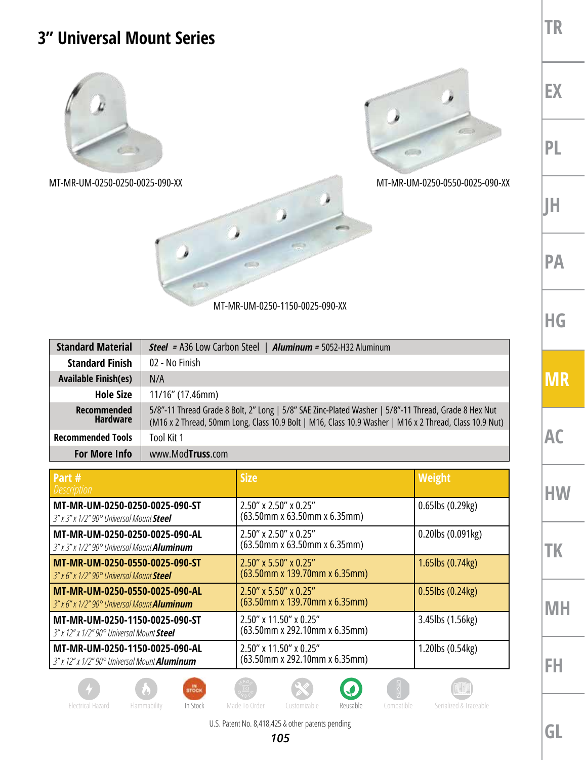# 3" Universal Mount Series

MT-MR-UM-0250-0250-0025-090-XX

MT-MR-UM-0250-0550-0025-090-XX

MT-MR-UM-0250-1150-0025-090-XX

| Standard Material | ***Steel*** = A36 Low Carbon Steel \| ***Aluminum*** = 5052-H32 Aluminum |
|---|---|
| **Standard Finish** | 02 - No Finish |
| **Available Finish(es)** | N/A |
| **Hole Size** | 11/16" (17.46mm) |
| **Recommended Hardware** | 5/8"-11 Thread Grade 8 Bolt, 2" Long \| 5/8" SAE Zinc-Plated Washer \| 5/8"-11 Thread, Grade 8 Hex Nut (M16 x 2 Thread, 50mm Long, Class 10.9 Bolt \| M16, Class 10.9 Washer \| M16 x 2 Thread, Class 10.9 Nut) |
| **Recommended Tools** | Tool Kit 1 |
| **For More Info** | www.ModTruss.com |

| Part # *Description* | Size | Weight |
|---|---|---|
| **MT-MR-UM-0250-0250-0025-090-ST** *3" x 3" x 1/2" 90° Universal Mount **Steel*** | 2.50" x 2.50" x 0.25" (63.50mm x 63.50mm x 6.35mm) | 0.65lbs (0.29kg) |
| **MT-MR-UM-0250-0250-0025-090-AL** *3" x 3" x 1/2" 90° Universal Mount **Aluminum*** | 2.50" x 2.50" x 0.25" (63.50mm x 63.50mm x 6.35mm) | 0.20lbs (0.091kg) |
| **MT-MR-UM-0250-0550-0025-090-ST** *3" x 6" x 1/2" 90° Universal Mount **Steel*** | 2.50" x 5.50" x 0.25" (63.50mm x 139.70mm x 6.35mm) | 1.65lbs (0.74kg) |
| **MT-MR-UM-0250-0550-0025-090-AL** *3" x 6" x 1/2" 90° Universal Mount **Aluminum*** | 2.50" x 5.50" x 0.25" (63.50mm x 139.70mm x 6.35mm) | 0.55lbs (0.24kg) |
| **MT-MR-UM-0250-1150-0025-090-ST** *3" x 12" x 1/2" 90° Universal Mount **Steel*** | 2.50" x 11.50" x 0.25" (63.50mm x 292.10mm x 6.35mm) | 3.45lbs (1.56kg) |
| **MT-MR-UM-0250-1150-0025-090-AL** *3" x 12" x 1/2" 90° Universal Mount **Aluminum*** | 2.50" x 11.50" x 0.25" (63.50mm x 292.10mm x 6.35mm) | 1.20lbs (0.54kg) |

Electrical Hazard | Flammability | In Stock | Made To Order | Customizable | Reusable | Compatible | Serialized & Traceable

U.S. Patent No. 8,418,425 & other patents pending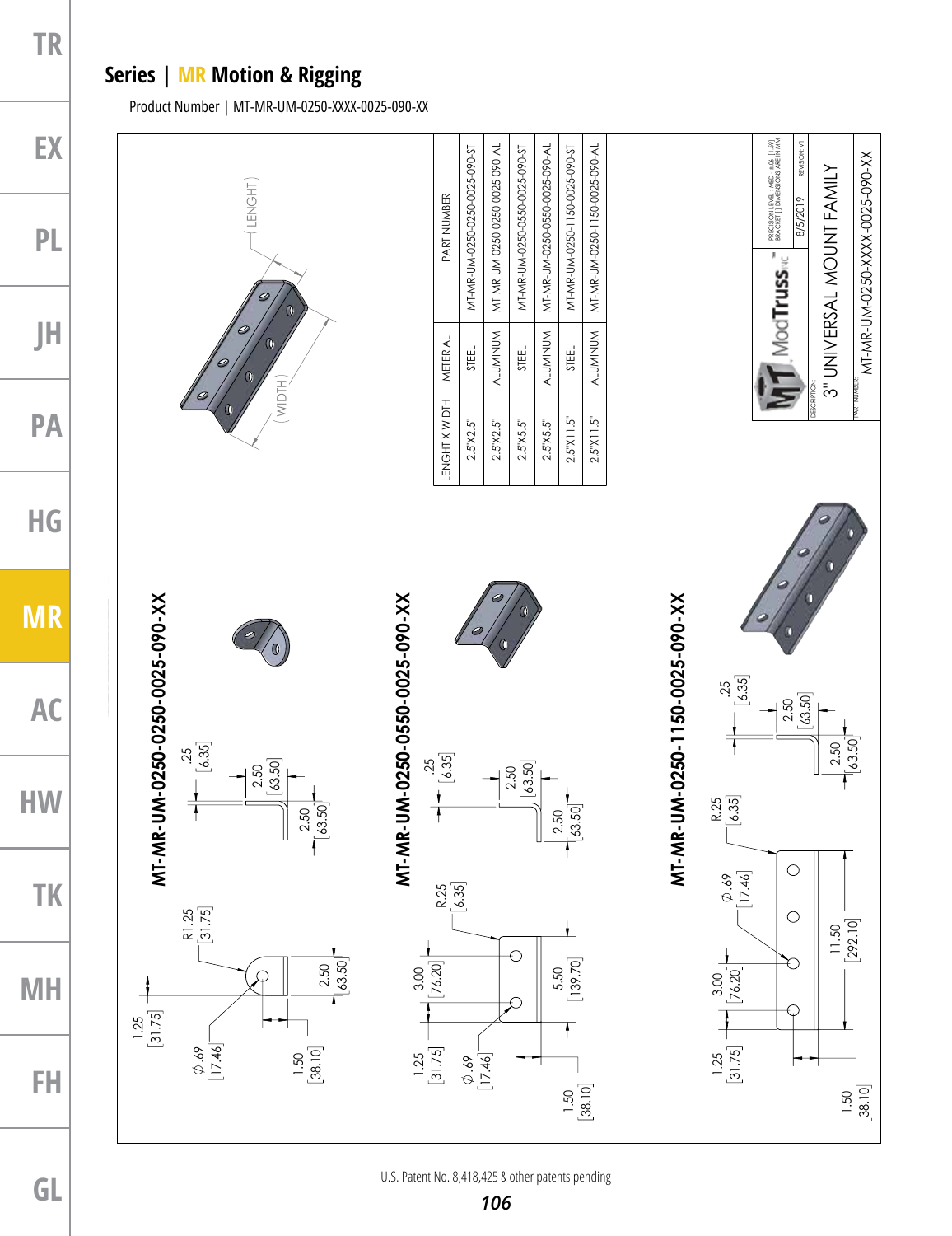## Series | MR Motion & Rigging

Product Number | MT-MR-UM-0250-XXXX-0025-090-XX

| LENGHT X WIDTH | METERIAL | PART NUMBER |
|---|---|---|
| 2.5"X2.5" | STEEL | MT-MR-UM-0250-0250-0025-090-ST |
| 2.5"X2.5" | ALUMINUM | MT-MR-UM-0250-0250-0025-090-AL |
| 2.5"X5.5" | STEEL | MT-MR-UM-0250-0550-0025-090-ST |
| 2.5"X5.5" | ALUMINUM | MT-MR-UM-0250-0550-0025-090-AL |
| 2.5"X11.5" | STEEL | MT-MR-UM-0250-1150-0025-090-ST |
| 2.5"X11.5" | ALUMINUM | MT-MR-UM-0250-1150-0025-090-AL |

(LENGHT)

(WIDTH)

ModTruss INC

PRECISION LEVEL : MED - ±.06 [1.59]
BRACKET [ ] DIMENSIONS ARE IN MM

8/5/2019

REVISION: V1

DESCRIPTION: 3" UNIVERSAL MOUNT FAMILY

PART NUMBER: MT-MR-UM-0250-XXXX-0025-090-XX

### MT-MR-UM-0250-0250-0025-090-XX

1.25 [31.75]

R1.25 [31.75]

Ø.69 [17.46]

1.50 [38.10]

2.50 [63.50]

.25 [6.35]

2.50 [63.50]

2.50 [63.50]

### MT-MR-UM-0250-0550-0025-090-XX

1.25 [31.75]

3.00 [76.20]

R.25 [6.35]

Ø.69 [17.46]

1.50 [38.10]

5.50 [139.70]

.25 [6.35]

2.50 [63.50]

2.50 [63.50]

### MT-MR-UM-0250-1150-0025-090-XX

1.25 [31.75]

3.00 [76.20]

Ø.69 [17.46]

R.25 [6.35]

1.50 [38.10]

11.50 [292.10]

.25 [6.35]

2.50 [63.50]

2.50 [63.50]

U.S. Patent No. 8,418,425 & other patents pending